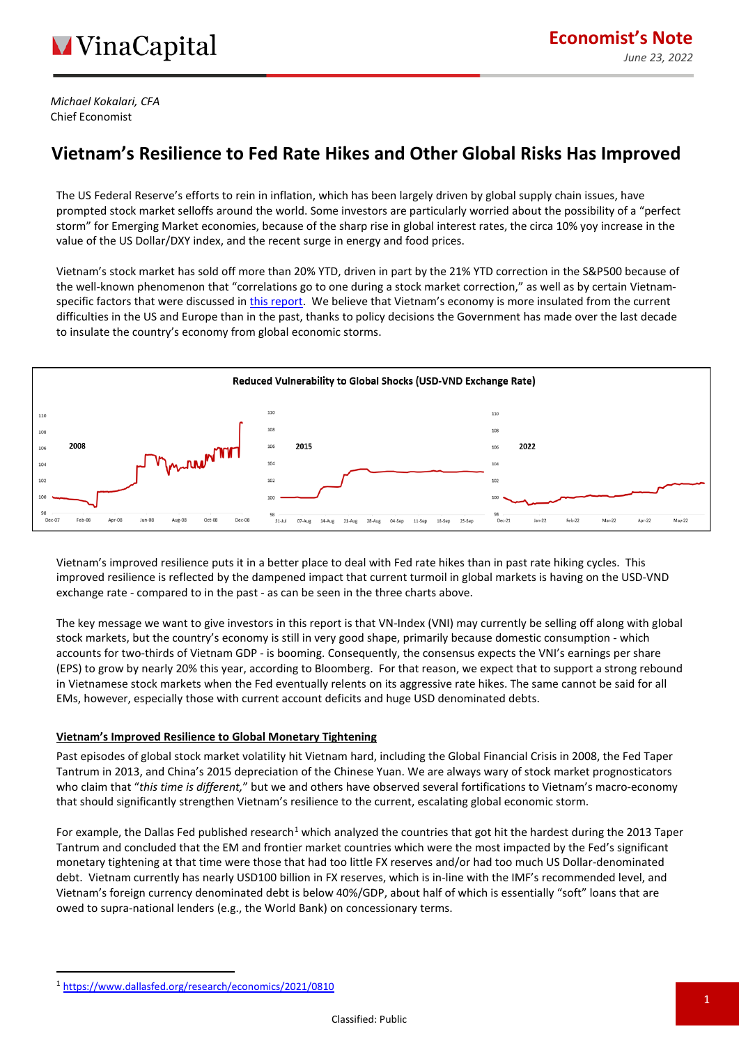**Economist's Note**

*June 23, 2022*

*Michael Kokalari, CFA*
Chief Economist

# Vietnam's Resilience to Fed Rate Hikes and Other Global Risks Has Improved

The US Federal Reserve's efforts to rein in inflation, which has been largely driven by global supply chain issues, have prompted stock market selloffs around the world. Some investors are particularly worried about the possibility of a "perfect storm" for Emerging Market economies, because of the sharp rise in global interest rates, the circa 10% yoy increase in the value of the US Dollar/DXY index, and the recent surge in energy and food prices.

Vietnam's stock market has sold off more than 20% YTD, driven in part by the 21% YTD correction in the S&P500 because of the well-known phenomenon that "correlations go to one during a stock market correction," as well as by certain Vietnam-specific factors that were discussed in this report. We believe that Vietnam's economy is more insulated from the current difficulties in the US and Europe than in the past, thanks to policy decisions the Government has made over the last decade to insulate the country's economy from global economic storms.

**Reduced Vulnerability to Global Shocks (USD-VND Exchange Rate)**

Vietnam's improved resilience puts it in a better place to deal with Fed rate hikes than in past rate hiking cycles. This improved resilience is reflected by the dampened impact that current turmoil in global markets is having on the USD-VND exchange rate - compared to in the past - as can be seen in the three charts above.

The key message we want to give investors in this report is that VN-Index (VNI) may currently be selling off along with global stock markets, but the country's economy is still in very good shape, primarily because domestic consumption - which accounts for two-thirds of Vietnam GDP - is booming. Consequently, the consensus expects the VNI's earnings per share (EPS) to grow by nearly 20% this year, according to Bloomberg. For that reason, we expect that to support a strong rebound in Vietnamese stock markets when the Fed eventually relents on its aggressive rate hikes. The same cannot be said for all EMs, however, especially those with current account deficits and huge USD denominated debts.

## Vietnam's Improved Resilience to Global Monetary Tightening

Past episodes of global stock market volatility hit Vietnam hard, including the Global Financial Crisis in 2008, the Fed Taper Tantrum in 2013, and China's 2015 depreciation of the Chinese Yuan. We are always wary of stock market prognosticators who claim that "*this time is different,*" but we and others have observed several fortifications to Vietnam's macro-economy that should significantly strengthen Vietnam's resilience to the current, escalating global economic storm.

For example, the Dallas Fed published research[1] which analyzed the countries that got hit the hardest during the 2013 Taper Tantrum and concluded that the EM and frontier market countries which were the most impacted by the Fed's significant monetary tightening at that time were those that had too little FX reserves and/or had too much US Dollar-denominated debt. Vietnam currently has nearly USD100 billion in FX reserves, which is in-line with the IMF's recommended level, and Vietnam's foreign currency denominated debt is below 40%/GDP, about half of which is essentially "soft" loans that are owed to supra-national lenders (e.g., the World Bank) on concessionary terms.

[1] https://www.dallasfed.org/research/economics/2021/0810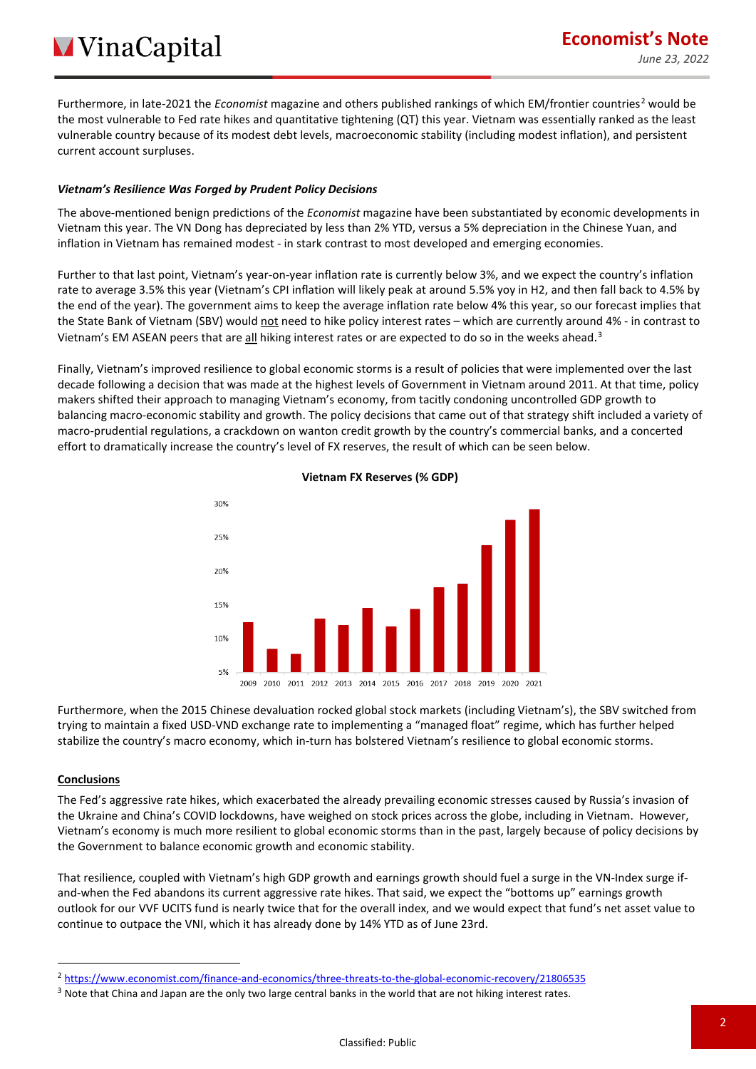Furthermore, in late-2021 the *Economist* magazine and others published rankings of which EM/frontier countries[2] would be the most vulnerable to Fed rate hikes and quantitative tightening (QT) this year. Vietnam was essentially ranked as the least vulnerable country because of its modest debt levels, macroeconomic stability (including modest inflation), and persistent current account surpluses.

***Vietnam's Resilience Was Forged by Prudent Policy Decisions***

The above-mentioned benign predictions of the *Economist* magazine have been substantiated by economic developments in Vietnam this year. The VN Dong has depreciated by less than 2% YTD, versus a 5% depreciation in the Chinese Yuan, and inflation in Vietnam has remained modest - in stark contrast to most developed and emerging economies.

Further to that last point, Vietnam's year-on-year inflation rate is currently below 3%, and we expect the country's inflation rate to average 3.5% this year (Vietnam's CPI inflation will likely peak at around 5.5% yoy in H2, and then fall back to 4.5% by the end of the year). The government aims to keep the average inflation rate below 4% this year, so our forecast implies that the State Bank of Vietnam (SBV) would <u>not</u> need to hike policy interest rates – which are currently around 4% - in contrast to Vietnam's EM ASEAN peers that are <u>all</u> hiking interest rates or are expected to do so in the weeks ahead.[3]

Finally, Vietnam's improved resilience to global economic storms is a result of policies that were implemented over the last decade following a decision that was made at the highest levels of Government in Vietnam around 2011. At that time, policy makers shifted their approach to managing Vietnam's economy, from tacitly condoning uncontrolled GDP growth to balancing macro-economic stability and growth. The policy decisions that came out of that strategy shift included a variety of macro-prudential regulations, a crackdown on wanton credit growth by the country's commercial banks, and a concerted effort to dramatically increase the country's level of FX reserves, the result of which can be seen below.

**Vietnam FX Reserves (% GDP)**

| Year | FX Reserves (% GDP) (approx.) |
|---|---|
| 2009 | 12.5% |
| 2010 | 8.5% |
| 2011 | 7.7% |
| 2012 | 13% |
| 2013 | 12% |
| 2014 | 14.5% |
| 2015 | 11.8% |
| 2016 | 14.3% |
| 2017 | 17.5% |
| 2018 | 18% |
| 2019 | 23.8% |
| 2020 | 27.5% |
| 2021 | 29% |

Furthermore, when the 2015 Chinese devaluation rocked global stock markets (including Vietnam's), the SBV switched from trying to maintain a fixed USD-VND exchange rate to implementing a "managed float" regime, which has further helped stabilize the country's macro economy, which in-turn has bolstered Vietnam's resilience to global economic storms.

## Conclusions

The Fed's aggressive rate hikes, which exacerbated the already prevailing economic stresses caused by Russia's invasion of the Ukraine and China's COVID lockdowns, have weighed on stock prices across the globe, including in Vietnam. However, Vietnam's economy is much more resilient to global economic storms than in the past, largely because of policy decisions by the Government to balance economic growth and economic stability.

That resilience, coupled with Vietnam's high GDP growth and earnings growth should fuel a surge in the VN-Index surge if-and-when the Fed abandons its current aggressive rate hikes. That said, we expect the "bottoms up" earnings growth outlook for our VVF UCITS fund is nearly twice that for the overall index, and we would expect that fund's net asset value to continue to outpace the VNI, which it has already done by 14% YTD as of June 23rd.

---

[2] https://www.economist.com/finance-and-economics/three-threats-to-the-global-economic-recovery/21806535

[3] Note that China and Japan are the only two large central banks in the world that are not hiking interest rates.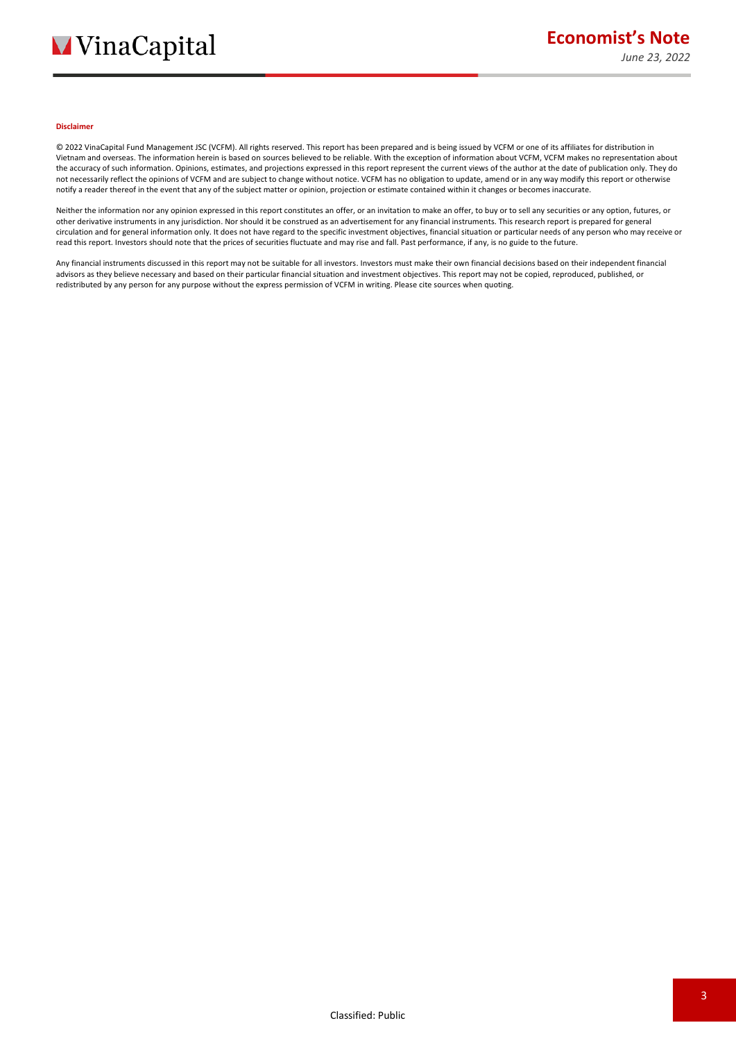**Disclaimer**

© 2022 VinaCapital Fund Management JSC (VCFM). All rights reserved. This report has been prepared and is being issued by VCFM or one of its affiliates for distribution in Vietnam and overseas. The information herein is based on sources believed to be reliable. With the exception of information about VCFM, VCFM makes no representation about the accuracy of such information. Opinions, estimates, and projections expressed in this report represent the current views of the author at the date of publication only. They do not necessarily reflect the opinions of VCFM and are subject to change without notice. VCFM has no obligation to update, amend or in any way modify this report or otherwise notify a reader thereof in the event that any of the subject matter or opinion, projection or estimate contained within it changes or becomes inaccurate.

Neither the information nor any opinion expressed in this report constitutes an offer, or an invitation to make an offer, to buy or to sell any securities or any option, futures, or other derivative instruments in any jurisdiction. Nor should it be construed as an advertisement for any financial instruments. This research report is prepared for general circulation and for general information only. It does not have regard to the specific investment objectives, financial situation or particular needs of any person who may receive or read this report. Investors should note that the prices of securities fluctuate and may rise and fall. Past performance, if any, is no guide to the future.

Any financial instruments discussed in this report may not be suitable for all investors. Investors must make their own financial decisions based on their independent financial advisors as they believe necessary and based on their particular financial situation and investment objectives. This report may not be copied, reproduced, published, or redistributed by any person for any purpose without the express permission of VCFM in writing. Please cite sources when quoting.